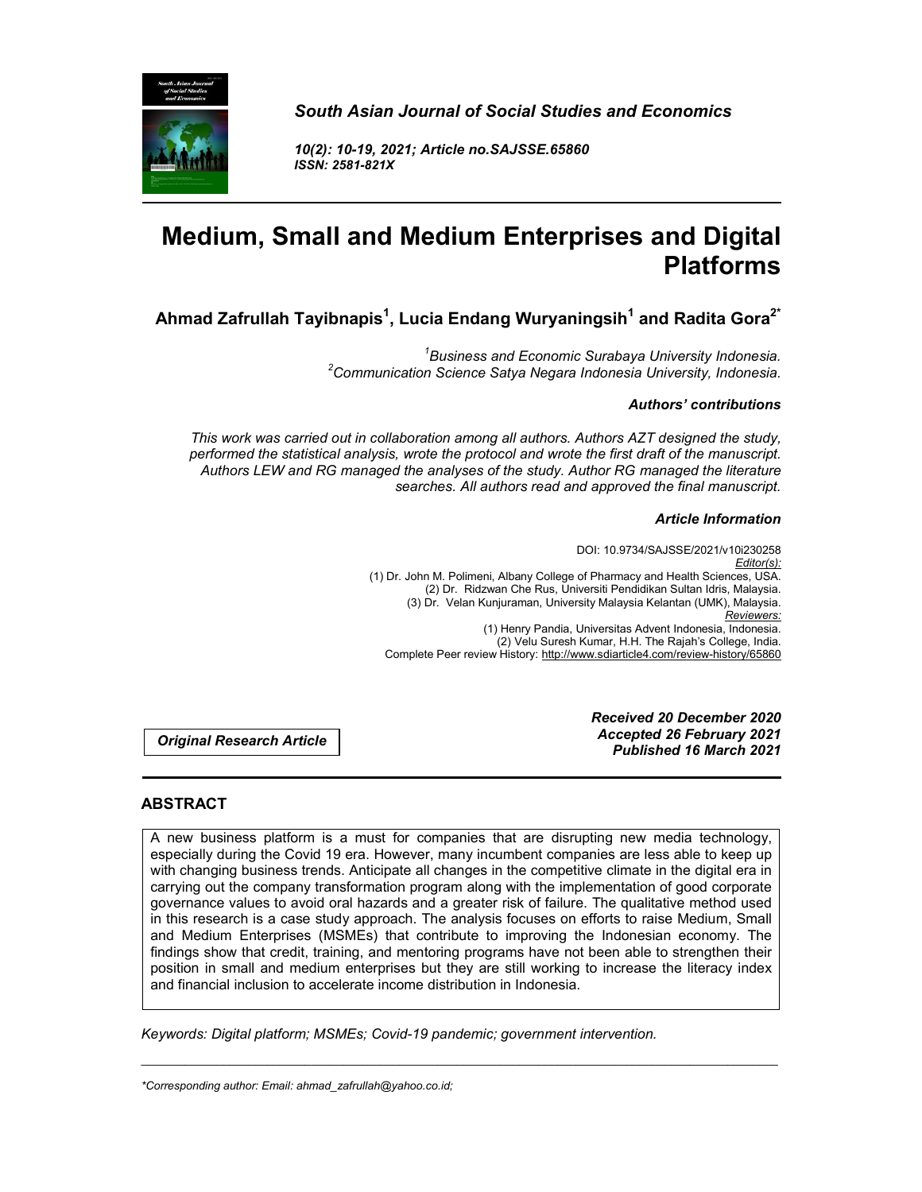*South Asian Journal of Social Studies and Economics*

*10(2): 10-19, 2021; Article no.SAJSSE.65860*
*ISSN: 2581-821X*

# Medium, Small and Medium Enterprises and Digital Platforms

**Ahmad Zafrullah Tayibnapis[1], Lucia Endang Wuryaningsih[1] and Radita Gora[2*]**

*[1]Business and Economic Surabaya University Indonesia.*
*[2]Communication Science Satya Negara Indonesia University, Indonesia.*

***Authors' contributions***

*This work was carried out in collaboration among all authors. Authors AZT designed the study, performed the statistical analysis, wrote the protocol and wrote the first draft of the manuscript. Authors LEW and RG managed the analyses of the study. Author RG managed the literature searches. All authors read and approved the final manuscript.*

***Article Information***

DOI: 10.9734/SAJSSE/2021/v10i230258
*Editor(s):*
(1) Dr. John M. Polimeni, Albany College of Pharmacy and Health Sciences, USA.
(2) Dr. Ridzwan Che Rus, Universiti Pendidikan Sultan Idris, Malaysia.
(3) Dr. Velan Kunjuraman, University Malaysia Kelantan (UMK), Malaysia.
*Reviewers:*
(1) Henry Pandia, Universitas Advent Indonesia, Indonesia.
(2) Velu Suresh Kumar, H.H. The Rajah's College, India.
Complete Peer review History: http://www.sdiarticle4.com/review-history/65860

***Original Research Article***

***Received 20 December 2020***
***Accepted 26 February 2021***
***Published 16 March 2021***

## ABSTRACT

A new business platform is a must for companies that are disrupting new media technology, especially during the Covid 19 era. However, many incumbent companies are less able to keep up with changing business trends. Anticipate all changes in the competitive climate in the digital era in carrying out the company transformation program along with the implementation of good corporate governance values to avoid oral hazards and a greater risk of failure. The qualitative method used in this research is a case study approach. The analysis focuses on efforts to raise Medium, Small and Medium Enterprises (MSMEs) that contribute to improving the Indonesian economy. The findings show that credit, training, and mentoring programs have not been able to strengthen their position in small and medium enterprises but they are still working to increase the literacy index and financial inclusion to accelerate income distribution in Indonesia.

*Keywords: Digital platform; MSMEs; Covid-19 pandemic; government intervention.*

*\*Corresponding author: Email: ahmad_zafrullah@yahoo.co.id;*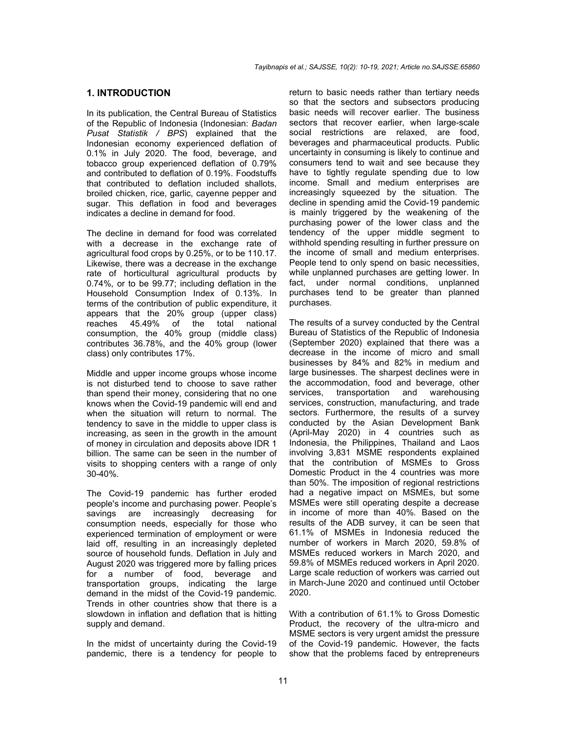## 1. INTRODUCTION

In its publication, the Central Bureau of Statistics of the Republic of Indonesia (Indonesian: *Badan Pusat Statistik / BPS*) explained that the Indonesian economy experienced deflation of 0.1% in July 2020. The food, beverage, and tobacco group experienced deflation of 0.79% and contributed to deflation of 0.19%. Foodstuffs that contributed to deflation included shallots, broiled chicken, rice, garlic, cayenne pepper and sugar. This deflation in food and beverages indicates a decline in demand for food.

The decline in demand for food was correlated with a decrease in the exchange rate of agricultural food crops by 0.25%, or to be 110.17. Likewise, there was a decrease in the exchange rate of horticultural agricultural products by 0.74%, or to be 99.77; including deflation in the Household Consumption Index of 0.13%. In terms of the contribution of public expenditure, it appears that the 20% group (upper class) reaches 45.49% of the total national consumption, the 40% group (middle class) contributes 36.78%, and the 40% group (lower class) only contributes 17%.

Middle and upper income groups whose income is not disturbed tend to choose to save rather than spend their money, considering that no one knows when the Covid-19 pandemic will end and when the situation will return to normal. The tendency to save in the middle to upper class is increasing, as seen in the growth in the amount of money in circulation and deposits above IDR 1 billion. The same can be seen in the number of visits to shopping centers with a range of only 30-40%.

The Covid-19 pandemic has further eroded people's income and purchasing power. People's savings are increasingly decreasing for consumption needs, especially for those who experienced termination of employment or were laid off, resulting in an increasingly depleted source of household funds. Deflation in July and August 2020 was triggered more by falling prices for a number of food, beverage and transportation groups, indicating the large demand in the midst of the Covid-19 pandemic. Trends in other countries show that there is a slowdown in inflation and deflation that is hitting supply and demand.

In the midst of uncertainty during the Covid-19 pandemic, there is a tendency for people to return to basic needs rather than tertiary needs so that the sectors and subsectors producing basic needs will recover earlier. The business sectors that recover earlier, when large-scale social restrictions are relaxed, are food, beverages and pharmaceutical products. Public uncertainty in consuming is likely to continue and consumers tend to wait and see because they have to tightly regulate spending due to low income. Small and medium enterprises are increasingly squeezed by the situation. The decline in spending amid the Covid-19 pandemic is mainly triggered by the weakening of the purchasing power of the lower class and the tendency of the upper middle segment to withhold spending resulting in further pressure on the income of small and medium enterprises. People tend to only spend on basic necessities, while unplanned purchases are getting lower. In fact, under normal conditions, unplanned purchases tend to be greater than planned purchases.

The results of a survey conducted by the Central Bureau of Statistics of the Republic of Indonesia (September 2020) explained that there was a decrease in the income of micro and small businesses by 84% and 82% in medium and large businesses. The sharpest declines were in the accommodation, food and beverage, other services, transportation and warehousing services, construction, manufacturing, and trade sectors. Furthermore, the results of a survey conducted by the Asian Development Bank (April-May 2020) in 4 countries such as Indonesia, the Philippines, Thailand and Laos involving 3,831 MSME respondents explained that the contribution of MSMEs to Gross Domestic Product in the 4 countries was more than 50%. The imposition of regional restrictions had a negative impact on MSMEs, but some MSMEs were still operating despite a decrease in income of more than 40%. Based on the results of the ADB survey, it can be seen that 61.1% of MSMEs in Indonesia reduced the number of workers in March 2020, 59.8% of MSMEs reduced workers in March 2020, and 59.8% of MSMEs reduced workers in April 2020. Large scale reduction of workers was carried out in March-June 2020 and continued until October 2020.

With a contribution of 61.1% to Gross Domestic Product, the recovery of the ultra-micro and MSME sectors is very urgent amidst the pressure of the Covid-19 pandemic. However, the facts show that the problems faced by entrepreneurs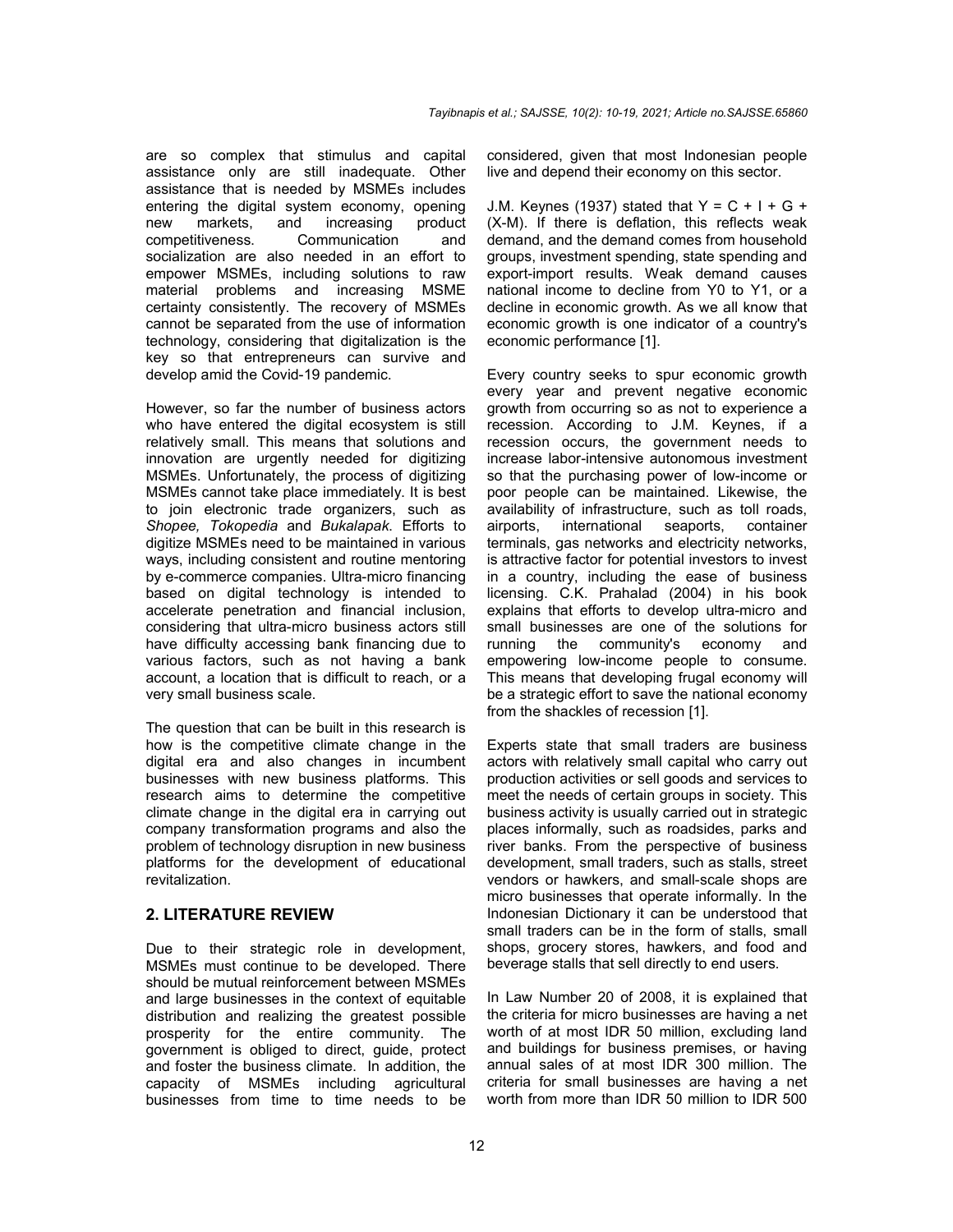are so complex that stimulus and capital assistance only are still inadequate. Other assistance that is needed by MSMEs includes entering the digital system economy, opening new markets, and increasing product competitiveness. Communication and socialization are also needed in an effort to empower MSMEs, including solutions to raw material problems and increasing MSME certainty consistently. The recovery of MSMEs cannot be separated from the use of information technology, considering that digitalization is the key so that entrepreneurs can survive and develop amid the Covid-19 pandemic.

However, so far the number of business actors who have entered the digital ecosystem is still relatively small. This means that solutions and innovation are urgently needed for digitizing MSMEs. Unfortunately, the process of digitizing MSMEs cannot take place immediately. It is best to join electronic trade organizers, such as *Shopee, Tokopedia* and *Bukalapak*. Efforts to digitize MSMEs need to be maintained in various ways, including consistent and routine mentoring by e-commerce companies. Ultra-micro financing based on digital technology is intended to accelerate penetration and financial inclusion, considering that ultra-micro business actors still have difficulty accessing bank financing due to various factors, such as not having a bank account, a location that is difficult to reach, or a very small business scale.

The question that can be built in this research is how is the competitive climate change in the digital era and also changes in incumbent businesses with new business platforms. This research aims to determine the competitive climate change in the digital era in carrying out company transformation programs and also the problem of technology disruption in new business platforms for the development of educational revitalization.

## 2. LITERATURE REVIEW

Due to their strategic role in development, MSMEs must continue to be developed. There should be mutual reinforcement between MSMEs and large businesses in the context of equitable distribution and realizing the greatest possible prosperity for the entire community. The government is obliged to direct, guide, protect and foster the business climate. In addition, the capacity of MSMEs including agricultural businesses from time to time needs to be considered, given that most Indonesian people live and depend their economy on this sector.

J.M. Keynes (1937) stated that $Y = C + I + G + (X-M)$. If there is deflation, this reflects weak demand, and the demand comes from household groups, investment spending, state spending and export-import results. Weak demand causes national income to decline from $Y0$ to $Y1$, or a decline in economic growth. As we all know that economic growth is one indicator of a country's economic performance [1].

Every country seeks to spur economic growth every year and prevent negative economic growth from occurring so as not to experience a recession. According to J.M. Keynes, if a recession occurs, the government needs to increase labor-intensive autonomous investment so that the purchasing power of low-income or poor people can be maintained. Likewise, the availability of infrastructure, such as toll roads, airports, international seaports, container terminals, gas networks and electricity networks, is attractive factor for potential investors to invest in a country, including the ease of business licensing. C.K. Prahalad (2004) in his book explains that efforts to develop ultra-micro and small businesses are one of the solutions for running the community's economy and empowering low-income people to consume. This means that developing frugal economy will be a strategic effort to save the national economy from the shackles of recession [1].

Experts state that small traders are business actors with relatively small capital who carry out production activities or sell goods and services to meet the needs of certain groups in society. This business activity is usually carried out in strategic places informally, such as roadsides, parks and river banks. From the perspective of business development, small traders, such as stalls, street vendors or hawkers, and small-scale shops are micro businesses that operate informally. In the Indonesian Dictionary it can be understood that small traders can be in the form of stalls, small shops, grocery stores, hawkers, and food and beverage stalls that sell directly to end users.

In Law Number 20 of 2008, it is explained that the criteria for micro businesses are having a net worth of at most IDR 50 million, excluding land and buildings for business premises, or having annual sales of at most IDR 300 million. The criteria for small businesses are having a net worth from more than IDR 50 million to IDR 500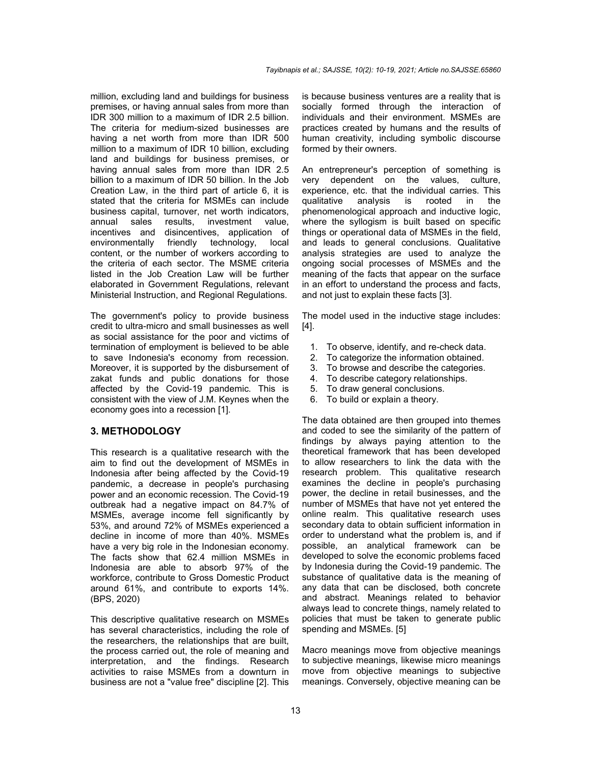million, excluding land and buildings for business premises, or having annual sales from more than IDR 300 million to a maximum of IDR 2.5 billion. The criteria for medium-sized businesses are having a net worth from more than IDR 500 million to a maximum of IDR 10 billion, excluding land and buildings for business premises, or having annual sales from more than IDR 2.5 billion to a maximum of IDR 50 billion. In the Job Creation Law, in the third part of article 6, it is stated that the criteria for MSMEs can include business capital, turnover, net worth indicators, annual sales results, investment value, incentives and disincentives, application of environmentally friendly technology, local content, or the number of workers according to the criteria of each sector. The MSME criteria listed in the Job Creation Law will be further elaborated in Government Regulations, relevant Ministerial Instruction, and Regional Regulations.

The government's policy to provide business credit to ultra-micro and small businesses as well as social assistance for the poor and victims of termination of employment is believed to be able to save Indonesia's economy from recession. Moreover, it is supported by the disbursement of zakat funds and public donations for those affected by the Covid-19 pandemic. This is consistent with the view of J.M. Keynes when the economy goes into a recession [1].

## 3. METHODOLOGY

This research is a qualitative research with the aim to find out the development of MSMEs in Indonesia after being affected by the Covid-19 pandemic, a decrease in people's purchasing power and an economic recession. The Covid-19 outbreak had a negative impact on 84.7% of MSMEs, average income fell significantly by 53%, and around 72% of MSMEs experienced a decline in income of more than 40%. MSMEs have a very big role in the Indonesian economy. The facts show that 62.4 million MSMEs in Indonesia are able to absorb 97% of the workforce, contribute to Gross Domestic Product around 61%, and contribute to exports 14%. (BPS, 2020)

This descriptive qualitative research on MSMEs has several characteristics, including the role of the researchers, the relationships that are built, the process carried out, the role of meaning and interpretation, and the findings. Research activities to raise MSMEs from a downturn in business are not a "value free" discipline [2]. This is because business ventures are a reality that is socially formed through the interaction of individuals and their environment. MSMEs are practices created by humans and the results of human creativity, including symbolic discourse formed by their owners.

An entrepreneur's perception of something is very dependent on the values, culture, experience, etc. that the individual carries. This qualitative analysis is rooted in the phenomenological approach and inductive logic, where the syllogism is built based on specific things or operational data of MSMEs in the field, and leads to general conclusions. Qualitative analysis strategies are used to analyze the ongoing social processes of MSMEs and the meaning of the facts that appear on the surface in an effort to understand the process and facts, and not just to explain these facts [3].

The model used in the inductive stage includes: [4].

1. To observe, identify, and re-check data.
2. To categorize the information obtained.
3. To browse and describe the categories.
4. To describe category relationships.
5. To draw general conclusions.
6. To build or explain a theory.

The data obtained are then grouped into themes and coded to see the similarity of the pattern of findings by always paying attention to the theoretical framework that has been developed to allow researchers to link the data with the research problem. This qualitative research examines the decline in people's purchasing power, the decline in retail businesses, and the number of MSMEs that have not yet entered the online realm. This qualitative research uses secondary data to obtain sufficient information in order to understand what the problem is, and if possible, an analytical framework can be developed to solve the economic problems faced by Indonesia during the Covid-19 pandemic. The substance of qualitative data is the meaning of any data that can be disclosed, both concrete and abstract. Meanings related to behavior always lead to concrete things, namely related to policies that must be taken to generate public spending and MSMEs. [5]

Macro meanings move from objective meanings to subjective meanings, likewise micro meanings move from objective meanings to subjective meanings. Conversely, objective meaning can be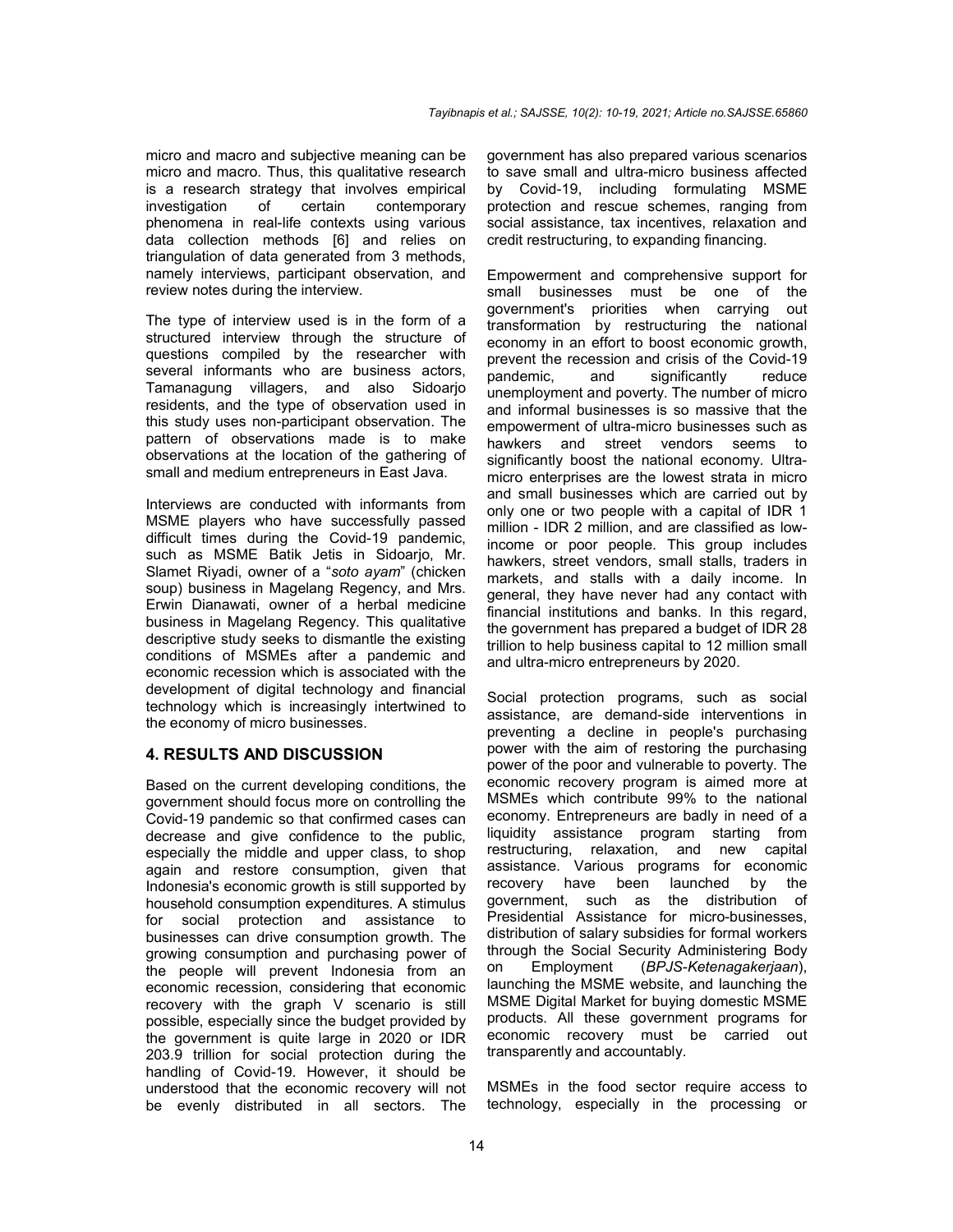micro and macro and subjective meaning can be micro and macro. Thus, this qualitative research is a research strategy that involves empirical investigation of certain contemporary phenomena in real-life contexts using various data collection methods [6] and relies on triangulation of data generated from 3 methods, namely interviews, participant observation, and review notes during the interview.

The type of interview used is in the form of a structured interview through the structure of questions compiled by the researcher with several informants who are business actors, Tamanagung villagers, and also Sidoarjo residents, and the type of observation used in this study uses non-participant observation. The pattern of observations made is to make observations at the location of the gathering of small and medium entrepreneurs in East Java.

Interviews are conducted with informants from MSME players who have successfully passed difficult times during the Covid-19 pandemic, such as MSME Batik Jetis in Sidoarjo, Mr. Slamet Riyadi, owner of a "*soto ayam*" (chicken soup) business in Magelang Regency, and Mrs. Erwin Dianawati, owner of a herbal medicine business in Magelang Regency. This qualitative descriptive study seeks to dismantle the existing conditions of MSMEs after a pandemic and economic recession which is associated with the development of digital technology and financial technology which is increasingly intertwined to the economy of micro businesses.

## 4. RESULTS AND DISCUSSION

Based on the current developing conditions, the government should focus more on controlling the Covid-19 pandemic so that confirmed cases can decrease and give confidence to the public, especially the middle and upper class, to shop again and restore consumption, given that Indonesia's economic growth is still supported by household consumption expenditures. A stimulus for social protection and assistance to businesses can drive consumption growth. The growing consumption and purchasing power of the people will prevent Indonesia from an economic recession, considering that economic recovery with the graph V scenario is still possible, especially since the budget provided by the government is quite large in 2020 or IDR 203.9 trillion for social protection during the handling of Covid-19. However, it should be understood that the economic recovery will not be evenly distributed in all sectors. The government has also prepared various scenarios to save small and ultra-micro business affected by Covid-19, including formulating MSME protection and rescue schemes, ranging from social assistance, tax incentives, relaxation and credit restructuring, to expanding financing.

Empowerment and comprehensive support for small businesses must be one of the government's priorities when carrying out transformation by restructuring the national economy in an effort to boost economic growth, prevent the recession and crisis of the Covid-19 pandemic, and significantly reduce unemployment and poverty. The number of micro and informal businesses is so massive that the empowerment of ultra-micro businesses such as hawkers and street vendors seems to significantly boost the national economy. Ultra-micro enterprises are the lowest strata in micro and small businesses which are carried out by only one or two people with a capital of IDR 1 million - IDR 2 million, and are classified as low-income or poor people. This group includes hawkers, street vendors, small stalls, traders in markets, and stalls with a daily income. In general, they have never had any contact with financial institutions and banks. In this regard, the government has prepared a budget of IDR 28 trillion to help business capital to 12 million small and ultra-micro entrepreneurs by 2020.

Social protection programs, such as social assistance, are demand-side interventions in preventing a decline in people's purchasing power with the aim of restoring the purchasing power of the poor and vulnerable to poverty. The economic recovery program is aimed more at MSMEs which contribute 99% to the national economy. Entrepreneurs are badly in need of a liquidity assistance program starting from restructuring, relaxation, and new capital assistance. Various programs for economic recovery have been launched by the government, such as the distribution of Presidential Assistance for micro-businesses, distribution of salary subsidies for formal workers through the Social Security Administering Body on Employment (*BPJS-Ketenagakerjaan*), launching the MSME website, and launching the MSME Digital Market for buying domestic MSME products. All these government programs for economic recovery must be carried out transparently and accountably.

MSMEs in the food sector require access to technology, especially in the processing or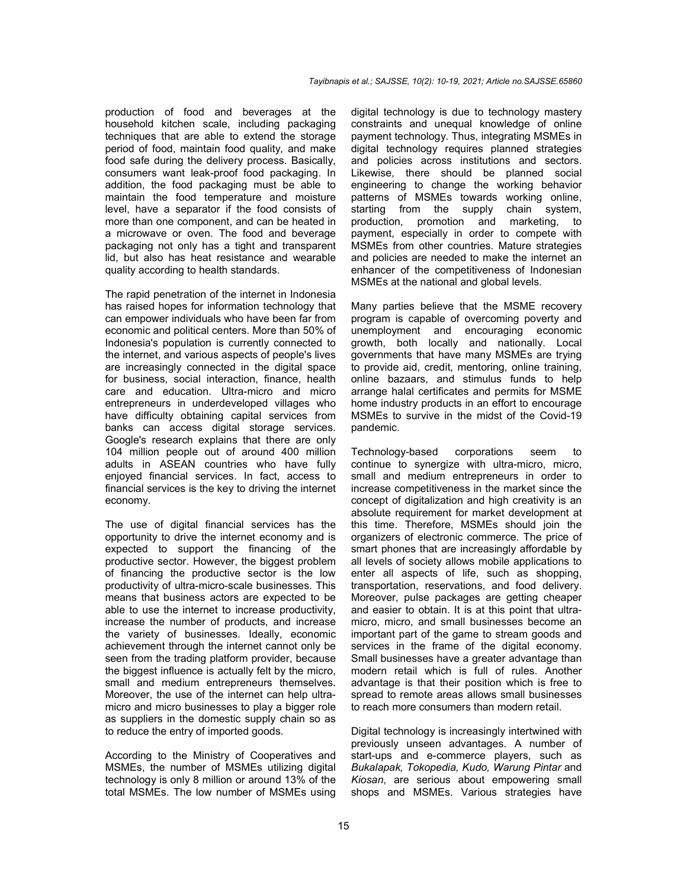production of food and beverages at the household kitchen scale, including packaging techniques that are able to extend the storage period of food, maintain food quality, and make food safe during the delivery process. Basically, consumers want leak-proof food packaging. In addition, the food packaging must be able to maintain the food temperature and moisture level, have a separator if the food consists of more than one component, and can be heated in a microwave or oven. The food and beverage packaging not only has a tight and transparent lid, but also has heat resistance and wearable quality according to health standards.

The rapid penetration of the internet in Indonesia has raised hopes for information technology that can empower individuals who have been far from economic and political centers. More than 50% of Indonesia's population is currently connected to the internet, and various aspects of people's lives are increasingly connected in the digital space for business, social interaction, finance, health care and education. Ultra-micro and micro entrepreneurs in underdeveloped villages who have difficulty obtaining capital services from banks can access digital storage services. Google's research explains that there are only 104 million people out of around 400 million adults in ASEAN countries who have fully enjoyed financial services. In fact, access to financial services is the key to driving the internet economy.

The use of digital financial services has the opportunity to drive the internet economy and is expected to support the financing of the productive sector. However, the biggest problem of financing the productive sector is the low productivity of ultra-micro-scale businesses. This means that business actors are expected to be able to use the internet to increase productivity, increase the number of products, and increase the variety of businesses. Ideally, economic achievement through the internet cannot only be seen from the trading platform provider, because the biggest influence is actually felt by the micro, small and medium entrepreneurs themselves. Moreover, the use of the internet can help ultra-micro and micro businesses to play a bigger role as suppliers in the domestic supply chain so as to reduce the entry of imported goods.

According to the Ministry of Cooperatives and MSMEs, the number of MSMEs utilizing digital technology is only 8 million or around 13% of the total MSMEs. The low number of MSMEs using digital technology is due to technology mastery constraints and unequal knowledge of online payment technology. Thus, integrating MSMEs in digital technology requires planned strategies and policies across institutions and sectors. Likewise, there should be planned social engineering to change the working behavior patterns of MSMEs towards working online, starting from the supply chain system, production, promotion and marketing, to payment, especially in order to compete with MSMEs from other countries. Mature strategies and policies are needed to make the internet an enhancer of the competitiveness of Indonesian MSMEs at the national and global levels.

Many parties believe that the MSME recovery program is capable of overcoming poverty and unemployment and encouraging economic growth, both locally and nationally. Local governments that have many MSMEs are trying to provide aid, credit, mentoring, online training, online bazaars, and stimulus funds to help arrange halal certificates and permits for MSME home industry products in an effort to encourage MSMEs to survive in the midst of the Covid-19 pandemic.

Technology-based corporations seem to continue to synergize with ultra-micro, micro, small and medium entrepreneurs in order to increase competitiveness in the market since the concept of digitalization and high creativity is an absolute requirement for market development at this time. Therefore, MSMEs should join the organizers of electronic commerce. The price of smart phones that are increasingly affordable by all levels of society allows mobile applications to enter all aspects of life, such as shopping, transportation, reservations, and food delivery. Moreover, pulse packages are getting cheaper and easier to obtain. It is at this point that ultra-micro, micro, and small businesses become an important part of the game to stream goods and services in the frame of the digital economy. Small businesses have a greater advantage than modern retail which is full of rules. Another advantage is that their position which is free to spread to remote areas allows small businesses to reach more consumers than modern retail.

Digital technology is increasingly intertwined with previously unseen advantages. A number of start-ups and e-commerce players, such as *Bukalapak, Tokopedia, Kudo, Warung Pintar* and *Kiosan*, are serious about empowering small shops and MSMEs. Various strategies have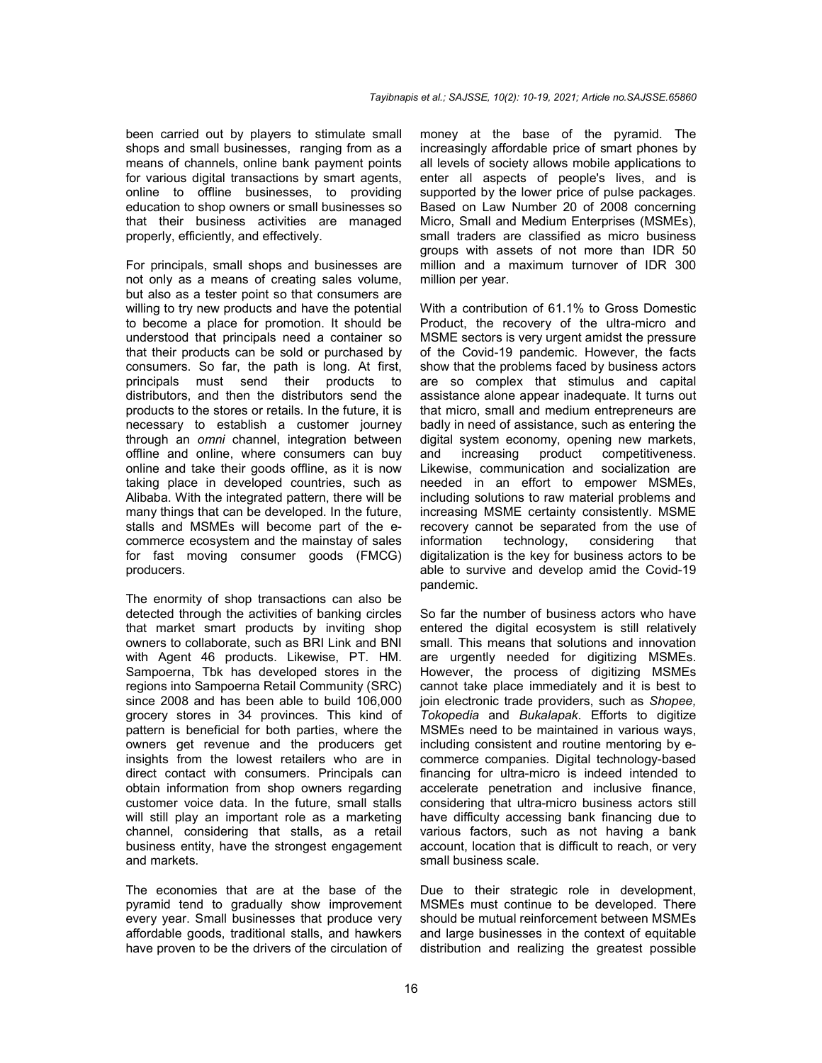been carried out by players to stimulate small shops and small businesses, ranging from as a means of channels, online bank payment points for various digital transactions by smart agents, online to offline businesses, to providing education to shop owners or small businesses so that their business activities are managed properly, efficiently, and effectively.

For principals, small shops and businesses are not only as a means of creating sales volume, but also as a tester point so that consumers are willing to try new products and have the potential to become a place for promotion. It should be understood that principals need a container so that their products can be sold or purchased by consumers. So far, the path is long. At first, principals must send their products to distributors, and then the distributors send the products to the stores or retails. In the future, it is necessary to establish a customer journey through an *omni* channel, integration between offline and online, where consumers can buy online and take their goods offline, as it is now taking place in developed countries, such as Alibaba. With the integrated pattern, there will be many things that can be developed. In the future, stalls and MSMEs will become part of the e-commerce ecosystem and the mainstay of sales for fast moving consumer goods (FMCG) producers.

The enormity of shop transactions can also be detected through the activities of banking circles that market smart products by inviting shop owners to collaborate, such as BRI Link and BNI with Agent 46 products. Likewise, PT. HM. Sampoerna, Tbk has developed stores in the regions into Sampoerna Retail Community (SRC) since 2008 and has been able to build 106,000 grocery stores in 34 provinces. This kind of pattern is beneficial for both parties, where the owners get revenue and the producers get insights from the lowest retailers who are in direct contact with consumers. Principals can obtain information from shop owners regarding customer voice data. In the future, small stalls will still play an important role as a marketing channel, considering that stalls, as a retail business entity, have the strongest engagement and markets.

The economies that are at the base of the pyramid tend to gradually show improvement every year. Small businesses that produce very affordable goods, traditional stalls, and hawkers have proven to be the drivers of the circulation of money at the base of the pyramid. The increasingly affordable price of smart phones by all levels of society allows mobile applications to enter all aspects of people's lives, and is supported by the lower price of pulse packages. Based on Law Number 20 of 2008 concerning Micro, Small and Medium Enterprises (MSMEs), small traders are classified as micro business groups with assets of not more than IDR 50 million and a maximum turnover of IDR 300 million per year.

With a contribution of 61.1% to Gross Domestic Product, the recovery of the ultra-micro and MSME sectors is very urgent amidst the pressure of the Covid-19 pandemic. However, the facts show that the problems faced by business actors are so complex that stimulus and capital assistance alone appear inadequate. It turns out that micro, small and medium entrepreneurs are badly in need of assistance, such as entering the digital system economy, opening new markets, and increasing product competitiveness. Likewise, communication and socialization are needed in an effort to empower MSMEs, including solutions to raw material problems and increasing MSME certainty consistently. MSME recovery cannot be separated from the use of information technology, considering that digitalization is the key for business actors to be able to survive and develop amid the Covid-19 pandemic.

So far the number of business actors who have entered the digital ecosystem is still relatively small. This means that solutions and innovation are urgently needed for digitizing MSMEs. However, the process of digitizing MSMEs cannot take place immediately and it is best to join electronic trade providers, such as *Shopee, Tokopedia* and *Bukalapak*. Efforts to digitize MSMEs need to be maintained in various ways, including consistent and routine mentoring by e-commerce companies. Digital technology-based financing for ultra-micro is indeed intended to accelerate penetration and inclusive finance, considering that ultra-micro business actors still have difficulty accessing bank financing due to various factors, such as not having a bank account, location that is difficult to reach, or very small business scale.

Due to their strategic role in development, MSMEs must continue to be developed. There should be mutual reinforcement between MSMEs and large businesses in the context of equitable distribution and realizing the greatest possible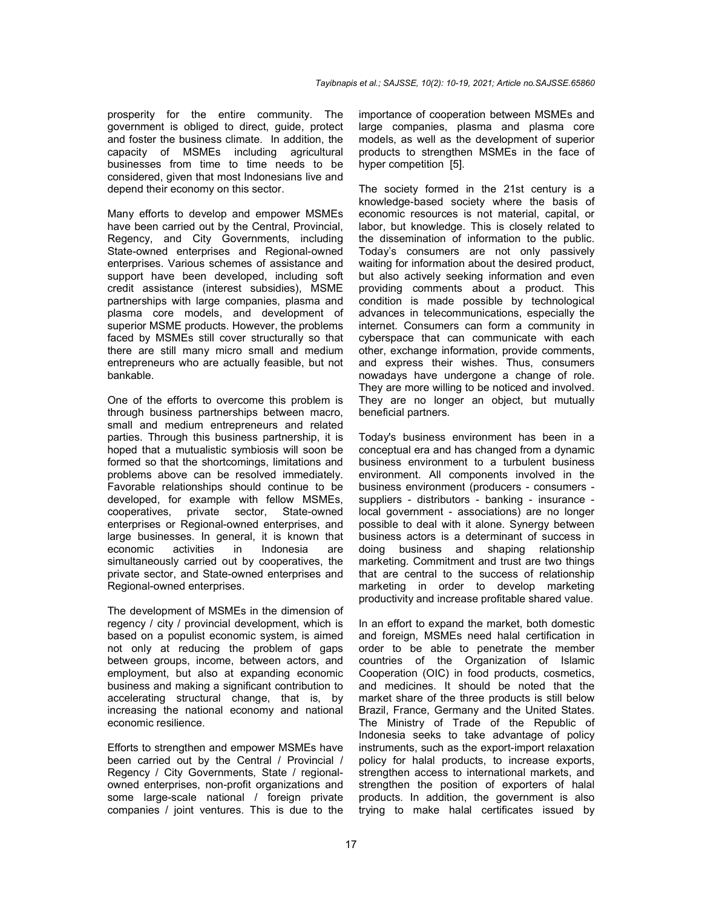prosperity for the entire community. The government is obliged to direct, guide, protect and foster the business climate. In addition, the capacity of MSMEs including agricultural businesses from time to time needs to be considered, given that most Indonesians live and depend their economy on this sector.

Many efforts to develop and empower MSMEs have been carried out by the Central, Provincial, Regency, and City Governments, including State-owned enterprises and Regional-owned enterprises. Various schemes of assistance and support have been developed, including soft credit assistance (interest subsidies), MSME partnerships with large companies, plasma and plasma core models, and development of superior MSME products. However, the problems faced by MSMEs still cover structurally so that there are still many micro small and medium entrepreneurs who are actually feasible, but not bankable.

One of the efforts to overcome this problem is through business partnerships between macro, small and medium entrepreneurs and related parties. Through this business partnership, it is hoped that a mutualistic symbiosis will soon be formed so that the shortcomings, limitations and problems above can be resolved immediately. Favorable relationships should continue to be developed, for example with fellow MSMEs, cooperatives, private sector, State-owned enterprises or Regional-owned enterprises, and large businesses. In general, it is known that economic activities in Indonesia are simultaneously carried out by cooperatives, the private sector, and State-owned enterprises and Regional-owned enterprises.

The development of MSMEs in the dimension of regency / city / provincial development, which is based on a populist economic system, is aimed not only at reducing the problem of gaps between groups, income, between actors, and employment, but also at expanding economic business and making a significant contribution to accelerating structural change, that is, by increasing the national economy and national economic resilience.

Efforts to strengthen and empower MSMEs have been carried out by the Central / Provincial / Regency / City Governments, State / regional-owned enterprises, non-profit organizations and some large-scale national / foreign private companies / joint ventures. This is due to the importance of cooperation between MSMEs and large companies, plasma and plasma core models, as well as the development of superior products to strengthen MSMEs in the face of hyper competition [5].

The society formed in the 21st century is a knowledge-based society where the basis of economic resources is not material, capital, or labor, but knowledge. This is closely related to the dissemination of information to the public. Today's consumers are not only passively waiting for information about the desired product, but also actively seeking information and even providing comments about a product. This condition is made possible by technological advances in telecommunications, especially the internet. Consumers can form a community in cyberspace that can communicate with each other, exchange information, provide comments, and express their wishes. Thus, consumers nowadays have undergone a change of role. They are more willing to be noticed and involved. They are no longer an object, but mutually beneficial partners.

Today's business environment has been in a conceptual era and has changed from a dynamic business environment to a turbulent business environment. All components involved in the business environment (producers - consumers - suppliers - distributors - banking - insurance - local government - associations) are no longer possible to deal with it alone. Synergy between business actors is a determinant of success in doing business and shaping relationship marketing. Commitment and trust are two things that are central to the success of relationship marketing in order to develop marketing productivity and increase profitable shared value.

In an effort to expand the market, both domestic and foreign, MSMEs need halal certification in order to be able to penetrate the member countries of the Organization of Islamic Cooperation (OIC) in food products, cosmetics, and medicines. It should be noted that the market share of the three products is still below Brazil, France, Germany and the United States. The Ministry of Trade of the Republic of Indonesia seeks to take advantage of policy instruments, such as the export-import relaxation policy for halal products, to increase exports, strengthen access to international markets, and strengthen the position of exporters of halal products. In addition, the government is also trying to make halal certificates issued by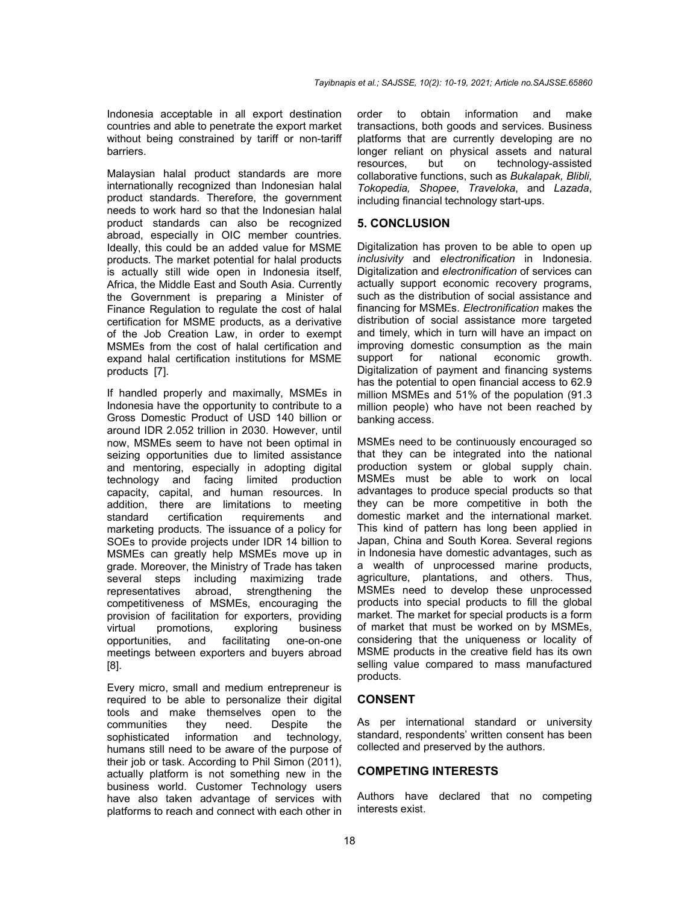Indonesia acceptable in all export destination countries and able to penetrate the export market without being constrained by tariff or non-tariff barriers.

Malaysian halal product standards are more internationally recognized than Indonesian halal product standards. Therefore, the government needs to work hard so that the Indonesian halal product standards can also be recognized abroad, especially in OIC member countries. Ideally, this could be an added value for MSME products. The market potential for halal products is actually still wide open in Indonesia itself, Africa, the Middle East and South Asia. Currently the Government is preparing a Minister of Finance Regulation to regulate the cost of halal certification for MSME products, as a derivative of the Job Creation Law, in order to exempt MSMEs from the cost of halal certification and expand halal certification institutions for MSME products [7].

If handled properly and maximally, MSMEs in Indonesia have the opportunity to contribute to a Gross Domestic Product of USD 140 billion or around IDR 2.052 trillion in 2030. However, until now, MSMEs seem to have not been optimal in seizing opportunities due to limited assistance and mentoring, especially in adopting digital technology and facing limited production capacity, capital, and human resources. In addition, there are limitations to meeting standard certification requirements and marketing products. The issuance of a policy for SOEs to provide projects under IDR 14 billion to MSMEs can greatly help MSMEs move up in grade. Moreover, the Ministry of Trade has taken several steps including maximizing trade representatives abroad, strengthening the competitiveness of MSMEs, encouraging the provision of facilitation for exporters, providing virtual promotions, exploring business opportunities, and facilitating one-on-one meetings between exporters and buyers abroad [8].

Every micro, small and medium entrepreneur is required to be able to personalize their digital tools and make themselves open to the communities they need. Despite the sophisticated information and technology, humans still need to be aware of the purpose of their job or task. According to Phil Simon (2011), actually platform is not something new in the business world. Customer Technology users have also taken advantage of services with platforms to reach and connect with each other in order to obtain information and make transactions, both goods and services. Business platforms that are currently developing are no longer reliant on physical assets and natural resources, but on technology-assisted collaborative functions, such as *Bukalapak, Blibli, Tokopedia, Shopee*, *Traveloka*, and *Lazada*, including financial technology start-ups.

## 5. CONCLUSION

Digitalization has proven to be able to open up *inclusivity* and *electronification* in Indonesia. Digitalization and *electronification* of services can actually support economic recovery programs, such as the distribution of social assistance and financing for MSMEs. *Electronification* makes the distribution of social assistance more targeted and timely, which in turn will have an impact on improving domestic consumption as the main support for national economic growth. Digitalization of payment and financing systems has the potential to open financial access to 62.9 million MSMEs and 51% of the population (91.3 million people) who have not been reached by banking access.

MSMEs need to be continuously encouraged so that they can be integrated into the national production system or global supply chain. MSMEs must be able to work on local advantages to produce special products so that they can be more competitive in both the domestic market and the international market. This kind of pattern has long been applied in Japan, China and South Korea. Several regions in Indonesia have domestic advantages, such as a wealth of unprocessed marine products, agriculture, plantations, and others. Thus, MSMEs need to develop these unprocessed products into special products to fill the global market. The market for special products is a form of market that must be worked on by MSMEs, considering that the uniqueness or locality of MSME products in the creative field has its own selling value compared to mass manufactured products.

## CONSENT

As per international standard or university standard, respondents' written consent has been collected and preserved by the authors.

## COMPETING INTERESTS

Authors have declared that no competing interests exist.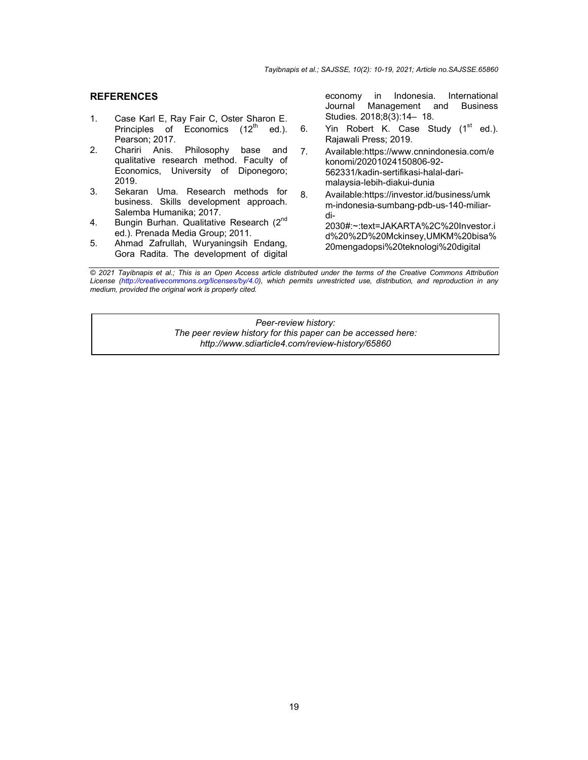## REFERENCES

1. Case Karl E, Ray Fair C, Oster Sharon E. Principles of Economics (12th ed.). Pearson; 2017.
2. Chariri Anis. Philosophy base and qualitative research method. Faculty of Economics, University of Diponegoro; 2019.
3. Sekaran Uma. Research methods for business. Skills development approach. Salemba Humanika; 2017.
4. Bungin Burhan. Qualitative Research (2nd ed.). Prenada Media Group; 2011.
5. Ahmad Zafrullah, Wuryaningsih Endang, Gora Radita. The development of digital economy in Indonesia. International Journal Management and Business Studies. 2018;8(3):14– 18.
6. Yin Robert K. Case Study (1st ed.). Rajawali Press; 2019.
7. Available:https://www.cnnindonesia.com/ekonomi/20201024150806-92-562331/kadin-sertifikasi-halal-dari-malaysia-lebih-diakui-dunia
8. Available:https://investor.id/business/umkm-indonesia-sumbang-pdb-us-140-miliar-di-2030#:~:text=JAKARTA%2C%20Investor.id%20%2D%20Mckinsey,UMKM%20bisa%20mengadopsi%20teknologi%20digital

---

*© 2021 Tayibnapis et al.; This is an Open Access article distributed under the terms of the Creative Commons Attribution License (http://creativecommons.org/licenses/by/4.0), which permits unrestricted use, distribution, and reproduction in any medium, provided the original work is properly cited.*

*Peer-review history:*
*The peer review history for this paper can be accessed here:*
*http://www.sdiarticle4.com/review-history/65860*